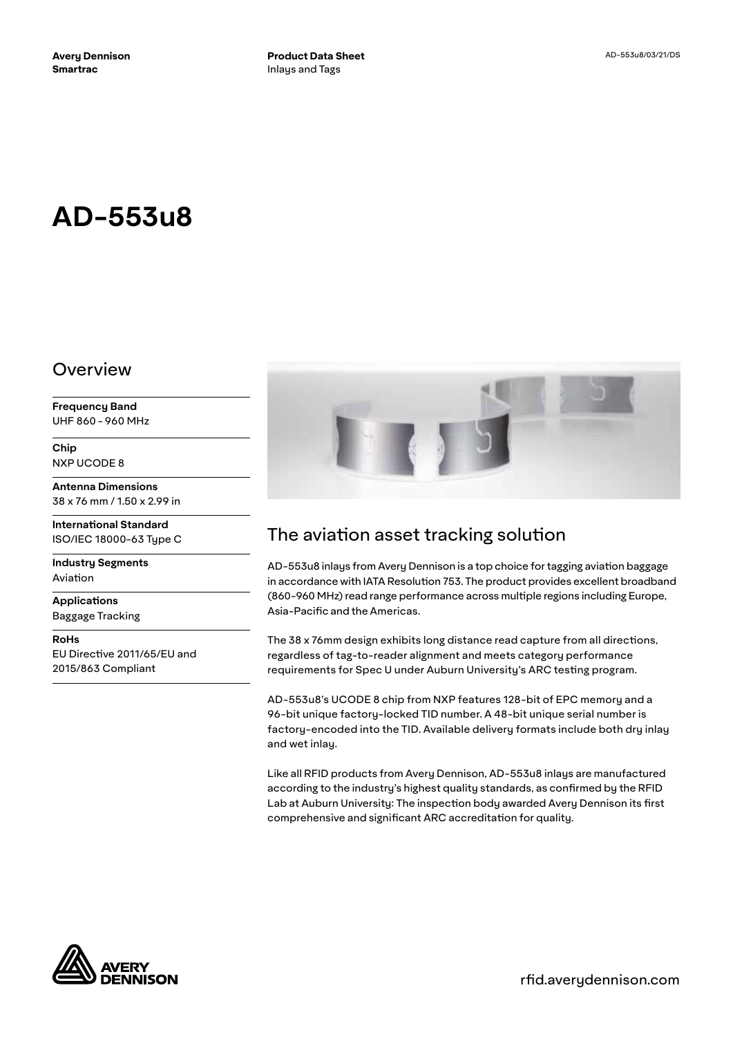# AD-553u8

## Overview

**Frequency Band**
UHF 860 - 960 MHz

**Chip**
NXP UCODE 8

**Antenna Dimensions**
38 x 76 mm / 1.50 x 2.99 in

**International Standard**
ISO/IEC 18000-63 Type C

**Industry Segments**
Aviation

**Applications**
Baggage Tracking

**RoHs**
EU Directive 2011/65/EU and 2015/863 Compliant

## The aviation asset tracking solution

AD-553u8 inlays from Avery Dennison is a top choice for tagging aviation baggage in accordance with IATA Resolution 753. The product provides excellent broadband (860-960 MHz) read range performance across multiple regions including Europe, Asia-Pacific and the Americas.

The 38 x 76mm design exhibits long distance read capture from all directions, regardless of tag-to-reader alignment and meets category performance requirements for Spec U under Auburn University's ARC testing program.

AD-553u8's UCODE 8 chip from NXP features 128-bit of EPC memory and a 96-bit unique factory-locked TID number. A 48-bit unique serial number is factory-encoded into the TID. Available delivery formats include both dry inlay and wet inlay.

Like all RFID products from Avery Dennison, AD-553u8 inlays are manufactured according to the industry's highest quality standards, as confirmed by the RFID Lab at Auburn University: The inspection body awarded Avery Dennison its first comprehensive and significant ARC accreditation for quality.

rfid.averydennison.com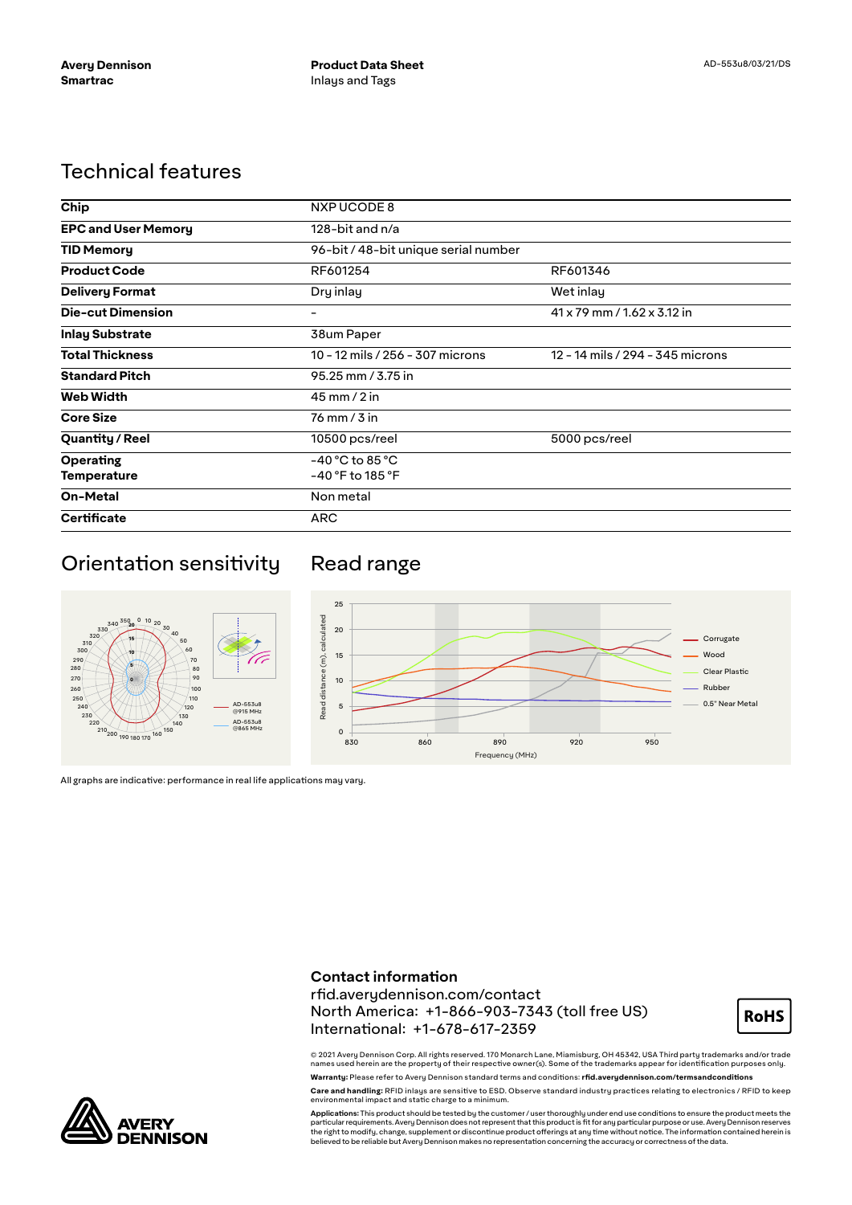# Technical features

| | | |
|---|---|---|
| **Chip** | NXP UCODE 8 | |
| **EPC and User Memory** | 128-bit and n/a | |
| **TID Memory** | 96-bit / 48-bit unique serial number | |
| **Product Code** | RF601254 | RF601346 |
| **Delivery Format** | Dry inlay | Wet inlay |
| **Die-cut Dimension** | – | 41 x 79 mm / 1.62 x 3.12 in |
| **Inlay Substrate** | 38um Paper | |
| **Total Thickness** | 10 - 12 mils / 256 - 307 microns | 12 - 14 mils / 294 - 345 microns |
| **Standard Pitch** | 95.25 mm / 3.75 in | |
| **Web Width** | 45 mm / 2 in | |
| **Core Size** | 76 mm / 3 in | |
| **Quantity / Reel** | 10500 pcs/reel | 5000 pcs/reel |
| **Operating Temperature** | -40 °C to 85 °C<br>-40 °F to 185 °F | |
| **On-Metal** | Non metal | |
| **Certificate** | ARC | |

## Orientation sensitivity

AD-553u8 @915 MHz
AD-553u8 @865 MHz

## Read range

Read distance (m), calculated
Frequency (MHz)
830 860 890 920 950
Corrugate
Wood
Clear Plastic
Rubber
0.5" Near Metal

All graphs are indicative: performance in real life applications may vary.

## Contact information

rfid.averydennison.com/contact
North America: +1-866-903-7343 (toll free US)
International: +1-678-617-2359

RoHS

© 2021 Avery Dennison Corp. All rights reserved. 170 Monarch Lane, Miamisburg, OH 45342, USA Third party trademarks and/or trade names used herein are the property of their respective owner(s). Some of the trademarks appear for identification purposes only.

**Warranty:** Please refer to Avery Dennison standard terms and conditions: **rfid.averydennison.com/termsandconditions**

**Care and handling:** RFID inlays are sensitive to ESD. Observe standard industry practices relating to electronics / RFID to keep environmental impact and static charge to a minimum.

**Applications:** This product should be tested by the customer / user thoroughly under end use conditions to ensure the product meets the particular requirements. Avery Dennison does not represent that this product is fit for any particular purpose or use. Avery Dennison reserves the right to modify, change, supplement or discontinue product offerings at any time without notice. The information contained herein is believed to be reliable but Avery Dennison makes no representation concerning the accuracy or correctness of the data.

AVERY DENNISON